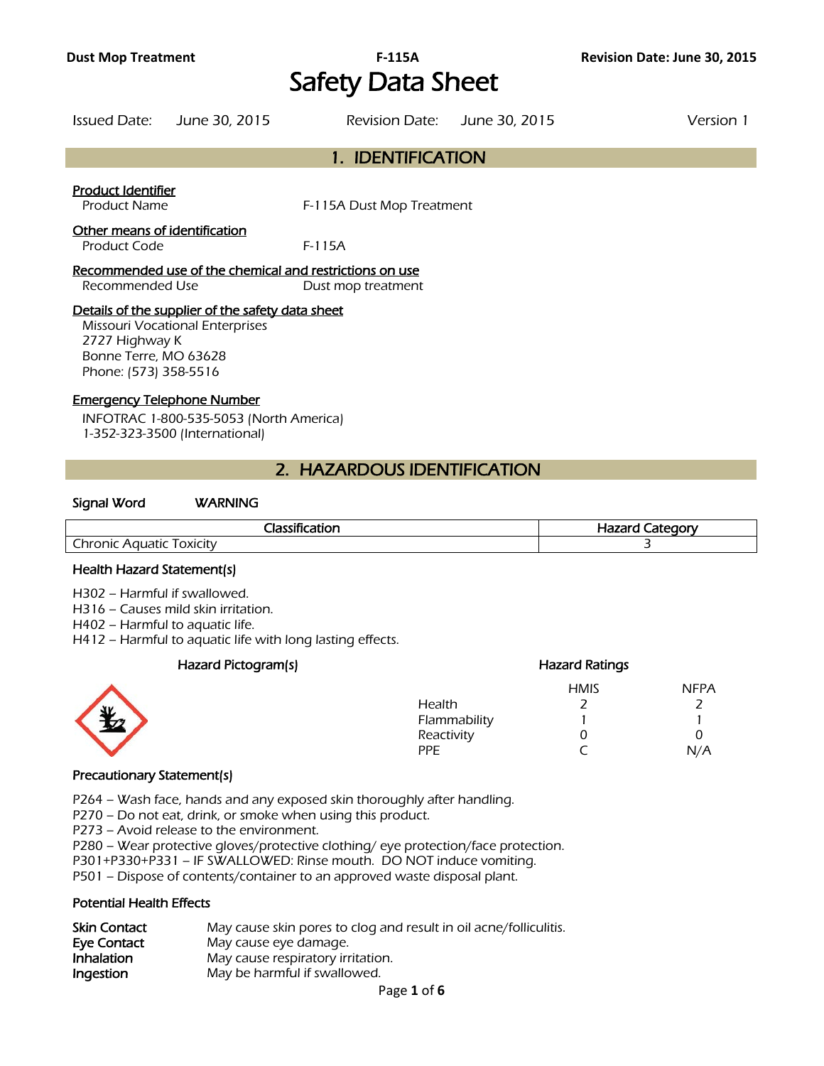# Safety Data Sheet

| Issued Date: June 30, 2015 | Revision Date: June 30, 2015 | Version 1 |
|---|---|---|

## 1. IDENTIFICATION

**Product Identifier**

Product Name: F-115A Dust Mop Treatment

**Other means of identification**

Product Code: F-115A

**Recommended use of the chemical and restrictions on use**

Recommended Use: Dust mop treatment

**Details of the supplier of the safety data sheet**

Missouri Vocational Enterprises
2727 Highway K
Bonne Terre, MO 63628
Phone: (573) 358-5516

**Emergency Telephone Number**

INFOTRAC 1-800-535-5053 (North America)
1-352-323-3500 (International)

## 2. HAZARDOUS IDENTIFICATION

**Signal Word** WARNING

| Classification | Hazard Category |
|---|---|
| Chronic Aquatic Toxicity | 3 |

**Health Hazard Statement(s)**

H302 – Harmful if swallowed.
H316 – Causes mild skin irritation.
H402 – Harmful to aquatic life.
H412 – Harmful to aquatic life with long lasting effects.

**Hazard Pictogram(s)**

**Hazard Ratings**

| | HMIS | NFPA |
|---|---|---|
| Health | 2 | 2 |
| Flammability | 1 | 1 |
| Reactivity | 0 | 0 |
| PPE | C | N/A |

**Precautionary Statement(s)**

P264 – Wash face, hands and any exposed skin thoroughly after handling.
P270 – Do not eat, drink, or smoke when using this product.
P273 – Avoid release to the environment.
P280 – Wear protective gloves/protective clothing/ eye protection/face protection.
P301+P330+P331 – IF SWALLOWED: Rinse mouth. DO NOT induce vomiting.
P501 – Dispose of contents/container to an approved waste disposal plant.

**Potential Health Effects**

| | |
|---|---|
| **Skin Contact** | May cause skin pores to clog and result in oil acne/folliculitis. |
| **Eye Contact** | May cause eye damage. |
| **Inhalation** | May cause respiratory irritation. |
| **Ingestion** | May be harmful if swallowed. |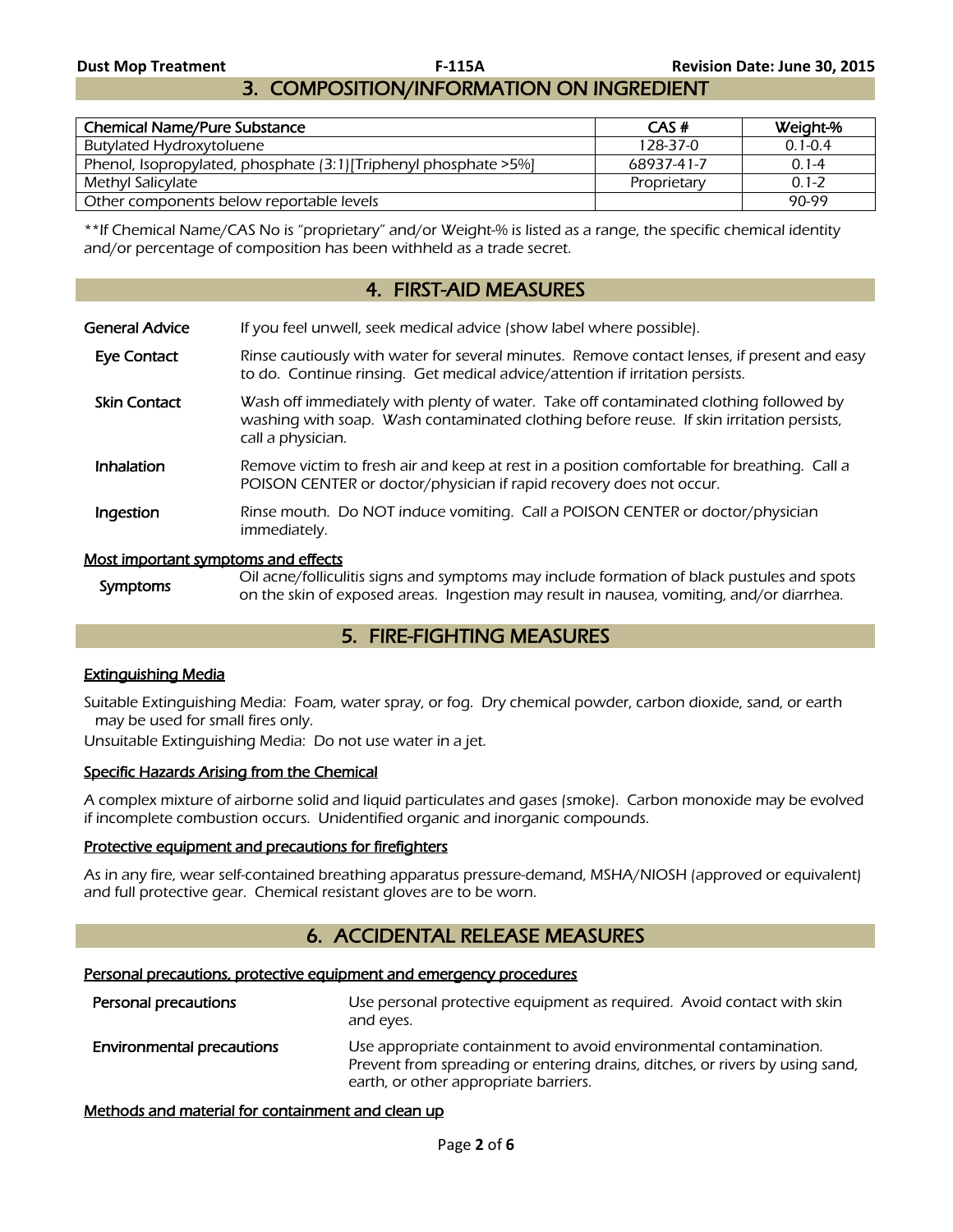## 3. COMPOSITION/INFORMATION ON INGREDIENT

| Chemical Name/Pure Substance | CAS # | Weight-% |
|---|---|---|
| Butylated Hydroxytoluene | 128-37-0 | 0.1-0.4 |
| Phenol, Isopropylated, phosphate (3:1)[Triphenyl phosphate >5%] | 68937-41-7 | 0.1-4 |
| Methyl Salicylate | Proprietary | 0.1-2 |
| Other components below reportable levels | | 90-99 |

*\*\*If Chemical Name/CAS No is "proprietary" and/or Weight-% is listed as a range, the specific chemical identity and/or percentage of composition has been withheld as a trade secret.*

## 4. FIRST-AID MEASURES

**General Advice** — If you feel unwell, seek medical advice (show label where possible).

**Eye Contact** — Rinse cautiously with water for several minutes. Remove contact lenses, if present and easy to do. Continue rinsing. Get medical advice/attention if irritation persists.

**Skin Contact** — Wash off immediately with plenty of water. Take off contaminated clothing followed by washing with soap. Wash contaminated clothing before reuse. If skin irritation persists, call a physician.

**Inhalation** — Remove victim to fresh air and keep at rest in a position comfortable for breathing. Call a POISON CENTER or doctor/physician if rapid recovery does not occur.

**Ingestion** — Rinse mouth. Do NOT induce vomiting. Call a POISON CENTER or doctor/physician immediately.

### Most important symptoms and effects

**Symptoms** — Oil acne/folliculitis signs and symptoms may include formation of black pustules and spots on the skin of exposed areas. Ingestion may result in nausea, vomiting, and/or diarrhea.

## 5. FIRE-FIGHTING MEASURES

### Extinguishing Media

Suitable Extinguishing Media: Foam, water spray, or fog. Dry chemical powder, carbon dioxide, sand, or earth may be used for small fires only.

Unsuitable Extinguishing Media: Do not use water in a jet.

### Specific Hazards Arising from the Chemical

A complex mixture of airborne solid and liquid particulates and gases (smoke). Carbon monoxide may be evolved if incomplete combustion occurs. Unidentified organic and inorganic compounds.

### Protective equipment and precautions for firefighters

As in any fire, wear self-contained breathing apparatus pressure-demand, MSHA/NIOSH (approved or equivalent) and full protective gear. Chemical resistant gloves are to be worn.

## 6. ACCIDENTAL RELEASE MEASURES

### Personal precautions, protective equipment and emergency procedures

**Personal precautions** — Use personal protective equipment as required. Avoid contact with skin and eyes.

**Environmental precautions** — Use appropriate containment to avoid environmental contamination. Prevent from spreading or entering drains, ditches, or rivers by using sand, earth, or other appropriate barriers.

### Methods and material for containment and clean up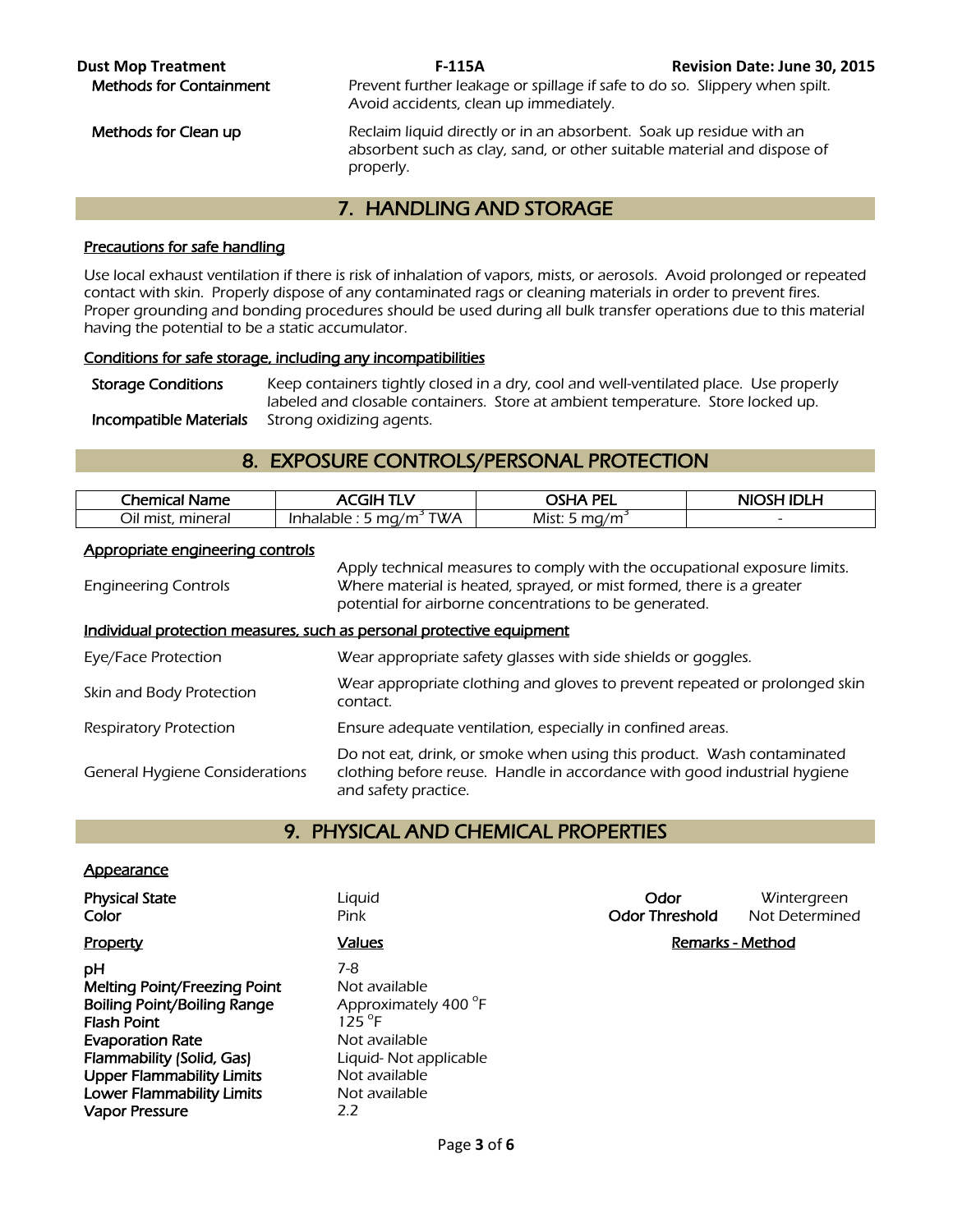| | |
|---|---|
| **Methods for Containment** | Prevent further leakage or spillage if safe to do so. Slippery when spilt. Avoid accidents, clean up immediately. |
| **Methods for Clean up** | Reclaim liquid directly or in an absorbent. Soak up residue with an absorbent such as clay, sand, or other suitable material and dispose of properly. |

## 7. HANDLING AND STORAGE

**Precautions for safe handling**

Use local exhaust ventilation if there is risk of inhalation of vapors, mists, or aerosols. Avoid prolonged or repeated contact with skin. Properly dispose of any contaminated rags or cleaning materials in order to prevent fires. Proper grounding and bonding procedures should be used during all bulk transfer operations due to this material having the potential to be a static accumulator.

**Conditions for safe storage, including any incompatibilities**

| | |
|---|---|
| **Storage Conditions** | Keep containers tightly closed in a dry, cool and well-ventilated place. Use properly labeled and closable containers. Store at ambient temperature. Store locked up. |
| **Incompatible Materials** | Strong oxidizing agents. |

## 8. EXPOSURE CONTROLS/PERSONAL PROTECTION

| Chemical Name | ACGIH TLV | OSHA PEL | NIOSH IDLH |
|---|---|---|---|
| Oil mist, mineral | Inhalable : 5 $mg/m^3$ TWA | Mist: 5 $mg/m^3$ | - |

**Appropriate engineering controls**

| | |
|---|---|
| Engineering Controls | Apply technical measures to comply with the occupational exposure limits. Where material is heated, sprayed, or mist formed, there is a greater potential for airborne concentrations to be generated. |

**Individual protection measures, such as personal protective equipment**

| | |
|---|---|
| Eye/Face Protection | Wear appropriate safety glasses with side shields or goggles. |
| Skin and Body Protection | Wear appropriate clothing and gloves to prevent repeated or prolonged skin contact. |
| Respiratory Protection | Ensure adequate ventilation, especially in confined areas. |
| General Hygiene Considerations | Do not eat, drink, or smoke when using this product. Wash contaminated clothing before reuse. Handle in accordance with good industrial hygiene and safety practice. |

## 9. PHYSICAL AND CHEMICAL PROPERTIES

**Appearance**

| | | | |
|---|---|---|---|
| **Physical State** | Liquid | **Odor** | Wintergreen |
| **Color** | Pink | **Odor Threshold** | Not Determined |

| Property | Values | Remarks - Method |
|---|---|---|
| **pH** | 7-8 | |
| **Melting Point/Freezing Point** | Not available | |
| **Boiling Point/Boiling Range** | Approximately 400 °F | |
| **Flash Point** | 125 °F | |
| **Evaporation Rate** | Not available | |
| **Flammability (Solid, Gas)** | Liquid- Not applicable | |
| **Upper Flammability Limits** | Not available | |
| **Lower Flammability Limits** | Not available | |
| **Vapor Pressure** | 2.2 | |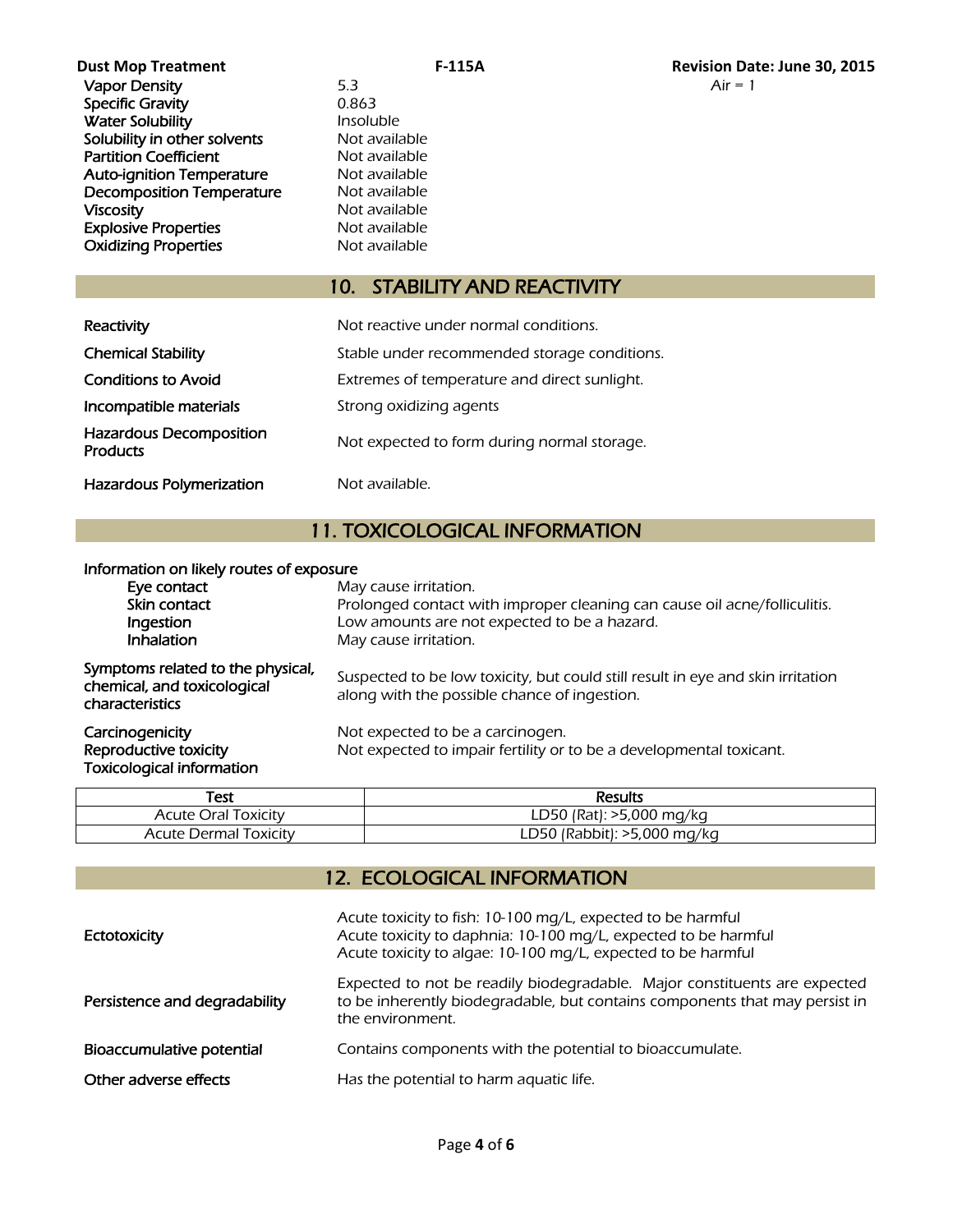| Property | Value | |
|---|---|---|
| Vapor Density | 5.3 | Air = 1 |
| Specific Gravity | 0.863 | |
| Water Solubility | Insoluble | |
| Solubility in other solvents | Not available | |
| Partition Coefficient | Not available | |
| Auto-ignition Temperature | Not available | |
| Decomposition Temperature | Not available | |
| Viscosity | Not available | |
| Explosive Properties | Not available | |
| Oxidizing Properties | Not available | |

## 10. STABILITY AND REACTIVITY

**Reactivity**: Not reactive under normal conditions.

**Chemical Stability**: Stable under recommended storage conditions.

**Conditions to Avoid**: Extremes of temperature and direct sunlight.

**Incompatible materials**: Strong oxidizing agents

**Hazardous Decomposition Products**: Not expected to form during normal storage.

**Hazardous Polymerization**: Not available.

## 11. TOXICOLOGICAL INFORMATION

**Information on likely routes of exposure**

- **Eye contact**: May cause irritation.
- **Skin contact**: Prolonged contact with improper cleaning can cause oil acne/folliculitis.
- **Ingestion**: Low amounts are not expected to be a hazard.
- **Inhalation**: May cause irritation.

**Symptoms related to the physical, chemical, and toxicological characteristics**: Suspected to be low toxicity, but could still result in eye and skin irritation along with the possible chance of ingestion.

**Carcinogenicity**: Not expected to be a carcinogen.

**Reproductive toxicity**: Not expected to impair fertility or to be a developmental toxicant.

**Toxicological information**

| Test | Results |
|---|---|
| Acute Oral Toxicity | LD50 (Rat): >5,000 mg/kg |
| Acute Dermal Toxicity | LD50 (Rabbit): >5,000 mg/kg |

## 12. ECOLOGICAL INFORMATION

**Ectotoxicity**:
Acute toxicity to fish: 10-100 mg/L, expected to be harmful
Acute toxicity to daphnia: 10-100 mg/L, expected to be harmful
Acute toxicity to algae: 10-100 mg/L, expected to be harmful

**Persistence and degradability**: Expected to not be readily biodegradable. Major constituents are expected to be inherently biodegradable, but contains components that may persist in the environment.

**Bioaccumulative potential**: Contains components with the potential to bioaccumulate.

**Other adverse effects**: Has the potential to harm aquatic life.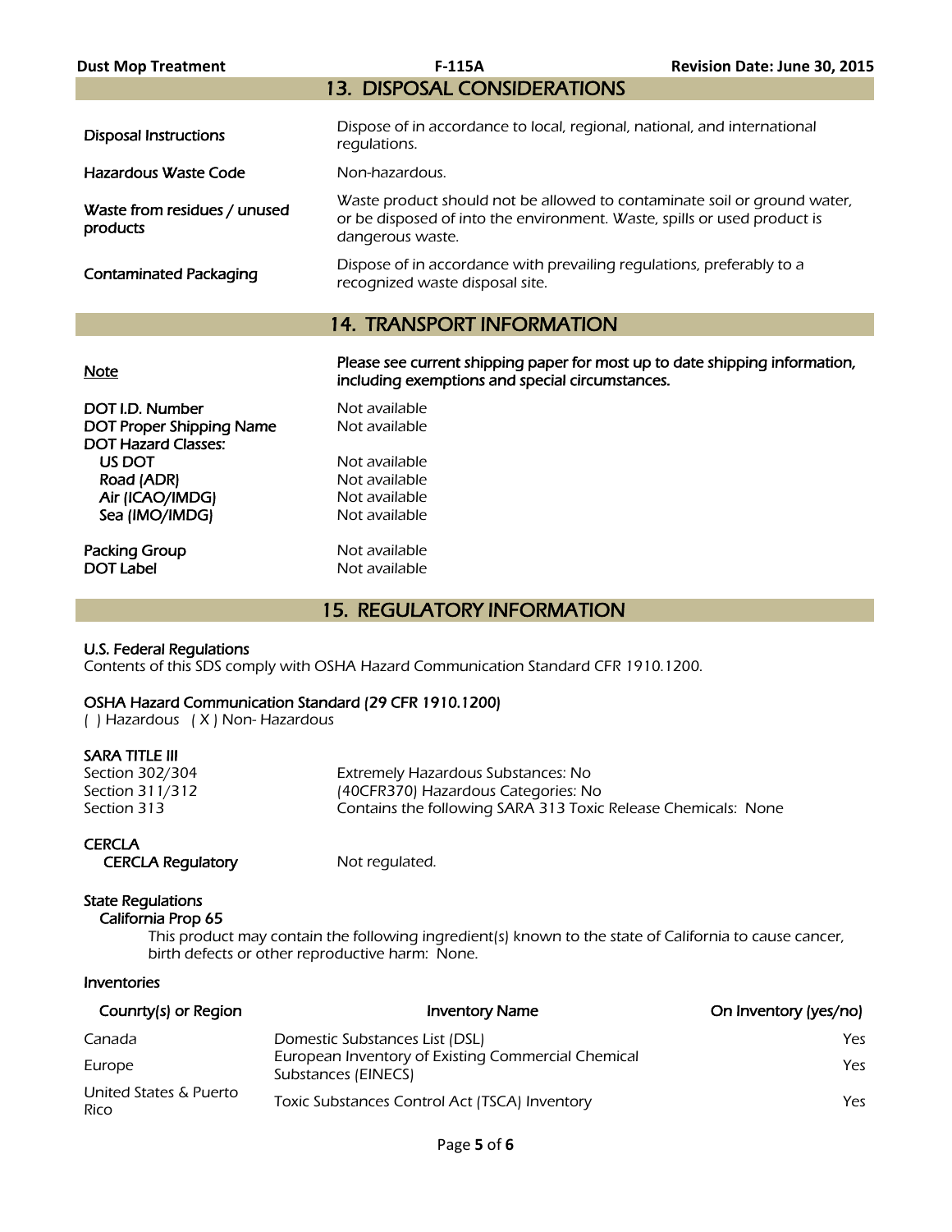## 13. DISPOSAL CONSIDERATIONS

| | |
|---|---|
| Disposal Instructions | Dispose of in accordance to local, regional, national, and international regulations. |
| Hazardous Waste Code | Non-hazardous. |
| Waste from residues / unused products | Waste product should not be allowed to contaminate soil or ground water, or be disposed of into the environment. Waste, spills or used product is dangerous waste. |
| Contaminated Packaging | Dispose of in accordance with prevailing regulations, preferably to a recognized waste disposal site. |

## 14. TRANSPORT INFORMATION

| | |
|---|---|
| Note | **Please see current shipping paper for most up to date shipping information, including exemptions and special circumstances.** |
| DOT I.D. Number | Not available |
| DOT Proper Shipping Name | Not available |
| DOT Hazard Classes: | |
| US DOT | Not available |
| Road (ADR) | Not available |
| Air (ICAO/IMDG) | Not available |
| Sea (IMO/IMDG) | Not available |
| Packing Group | Not available |
| DOT Label | Not available |

## 15. REGULATORY INFORMATION

**U.S. Federal Regulations**
Contents of this SDS comply with OSHA Hazard Communication Standard CFR 1910.1200.

**OSHA Hazard Communication Standard (29 CFR 1910.1200)**
( ) Hazardous ( X ) Non- Hazardous

**SARA TITLE III**

| | |
|---|---|
| Section 302/304 | Extremely Hazardous Substances: No |
| Section 311/312 | (40CFR370) Hazardous Categories: No |
| Section 313 | Contains the following SARA 313 Toxic Release Chemicals: None |

**CERCLA**

| | |
|---|---|
| CERCLA Regulatory | Not regulated. |

**State Regulations**

**California Prop 65**

This product may contain the following ingredient(s) known to the state of California to cause cancer, birth defects or other reproductive harm: None.

**Inventories**

| Counrty(s) or Region | Inventory Name | On Inventory (yes/no) |
|---|---|---|
| Canada | Domestic Substances List (DSL) | Yes |
| Europe | European Inventory of Existing Commercial Chemical Substances (EINECS) | Yes |
| United States & Puerto Rico | Toxic Substances Control Act (TSCA) Inventory | Yes |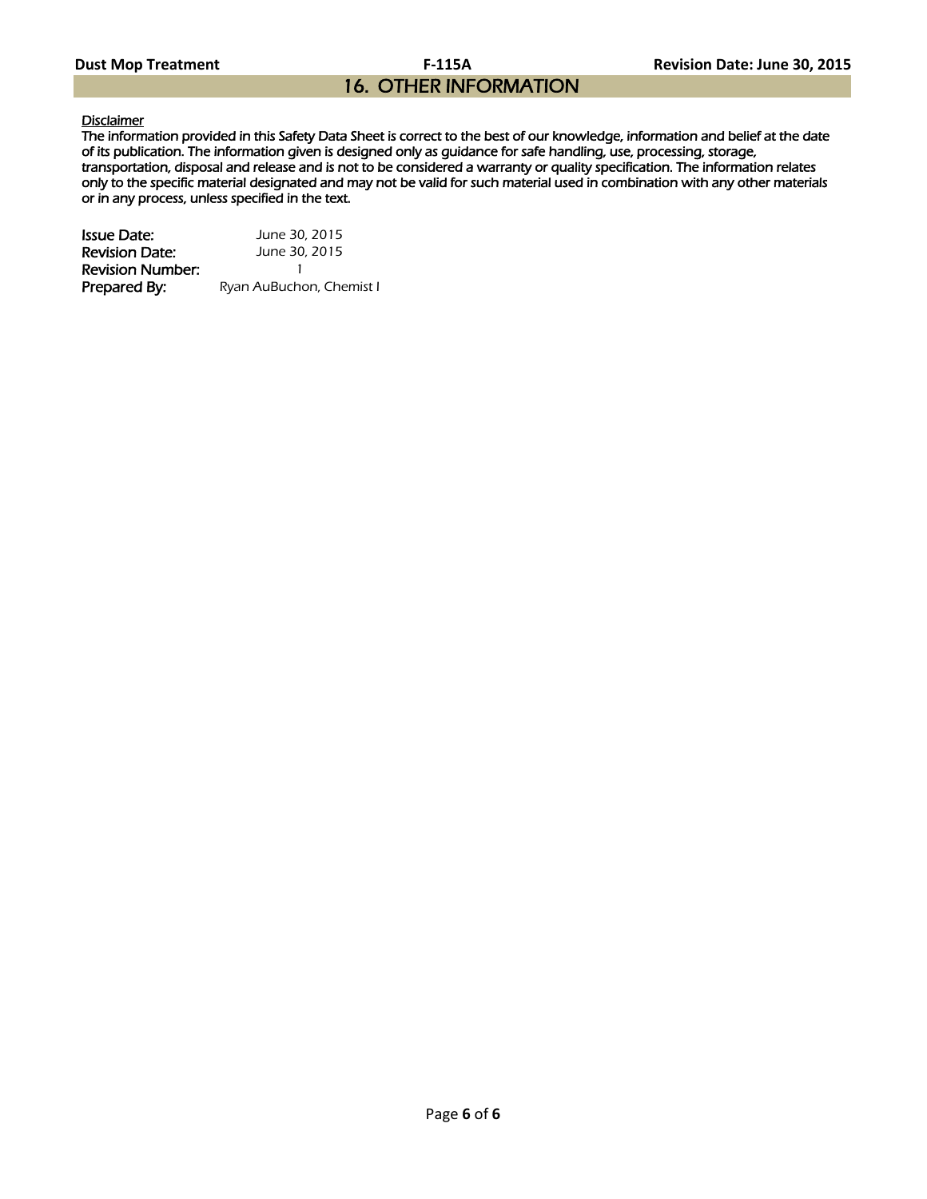## 16. OTHER INFORMATION

Disclaimer

The information provided in this Safety Data Sheet is correct to the best of our knowledge, information and belief at the date of its publication. The information given is designed only as guidance for safe handling, use, processing, storage, transportation, disposal and release and is not to be considered a warranty or quality specification. The information relates only to the specific material designated and may not be valid for such material used in combination with any other materials or in any process, unless specified in the text.

| | |
|---|---|
| **Issue Date:** | *June 30, 2015* |
| **Revision Date:** | *June 30, 2015* |
| **Revision Number:** | *1* |
| **Prepared By:** | *Ryan AuBuchon, Chemist I* |